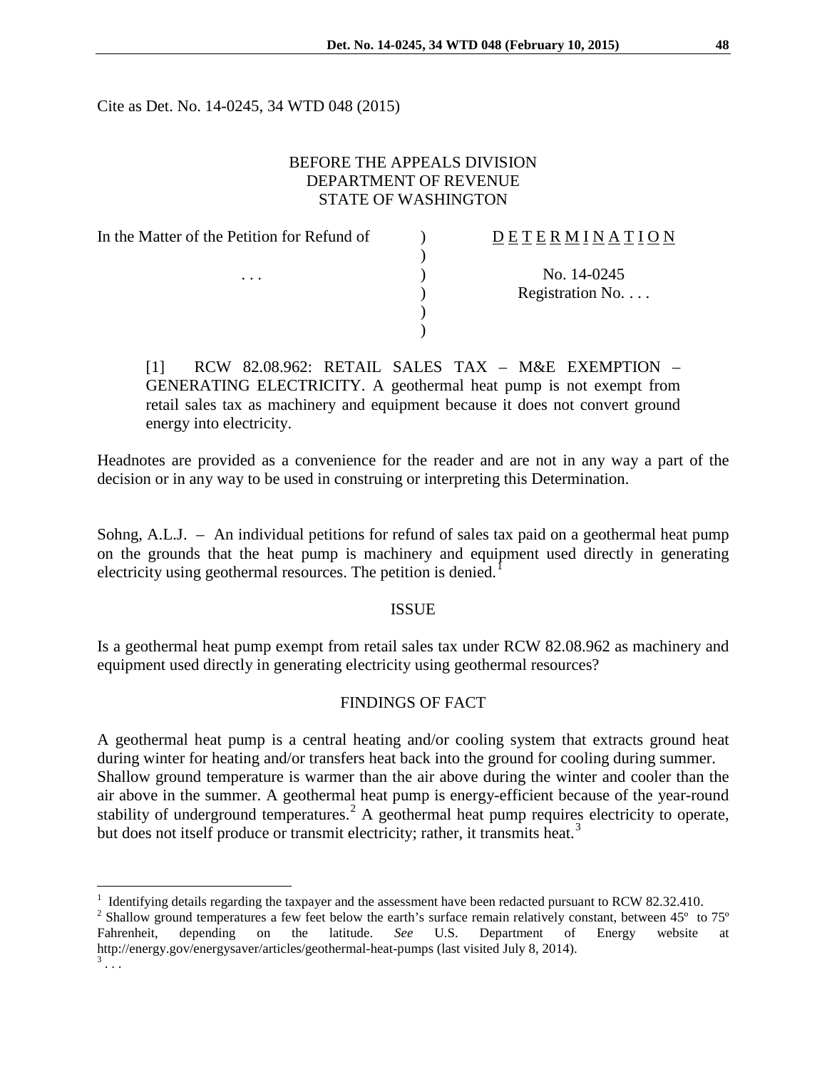Cite as Det. No. 14-0245, 34 WTD 048 (2015)

BEFORE THE APPEALS DIVISION
DEPARTMENT OF REVENUE
STATE OF WASHINGTON

| In the Matter of the Petition for Refund of | ) | D E T E R M I N A T I O N |
|---|---|---|
| | ) | |
| . . . | ) | No. 14-0245 |
| | ) | Registration No. . . . |
| | ) | |
| | ) | |

[1] RCW 82.08.962: RETAIL SALES TAX – M&E EXEMPTION – GENERATING ELECTRICITY. A geothermal heat pump is not exempt from retail sales tax as machinery and equipment because it does not convert ground energy into electricity.

Headnotes are provided as a convenience for the reader and are not in any way a part of the decision or in any way to be used in construing or interpreting this Determination.

Sohng, A.L.J. – An individual petitions for refund of sales tax paid on a geothermal heat pump on the grounds that the heat pump is machinery and equipment used directly in generating electricity using geothermal resources. The petition is denied.[1]

## ISSUE

Is a geothermal heat pump exempt from retail sales tax under RCW 82.08.962 as machinery and equipment used directly in generating electricity using geothermal resources?

## FINDINGS OF FACT

A geothermal heat pump is a central heating and/or cooling system that extracts ground heat during winter for heating and/or transfers heat back into the ground for cooling during summer. Shallow ground temperature is warmer than the air above during the winter and cooler than the air above in the summer. A geothermal heat pump is energy-efficient because of the year-round stability of underground temperatures.[2] A geothermal heat pump requires electricity to operate, but does not itself produce or transmit electricity; rather, it transmits heat.[3]

---

[1] Identifying details regarding the taxpayer and the assessment have been redacted pursuant to RCW 82.32.410.

[2] Shallow ground temperatures a few feet below the earth's surface remain relatively constant, between 45º to 75º Fahrenheit, depending on the latitude. *See* U.S. Department of Energy website at http://energy.gov/energysaver/articles/geothermal-heat-pumps (last visited July 8, 2014).

[3] . . .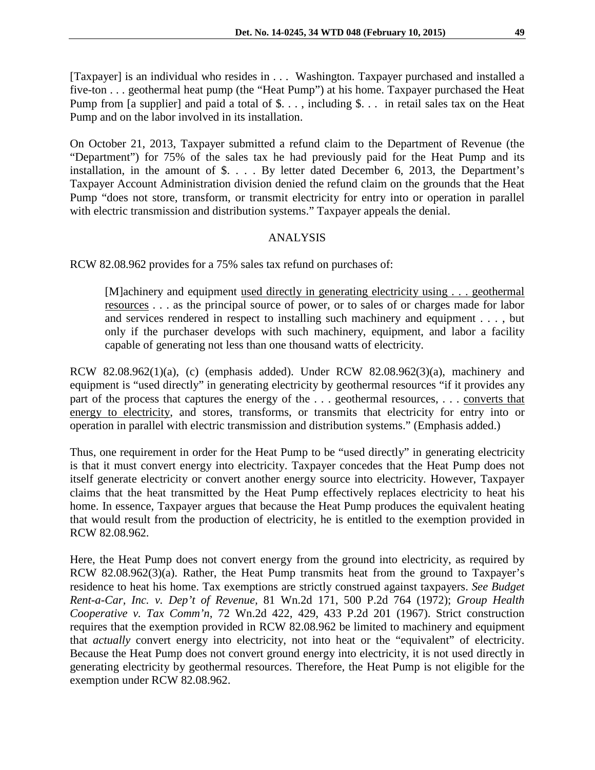[Taxpayer] is an individual who resides in . . . Washington. Taxpayer purchased and installed a five-ton . . . geothermal heat pump (the "Heat Pump") at his home. Taxpayer purchased the Heat Pump from [a supplier] and paid a total of $. . . , including $. . . in retail sales tax on the Heat Pump and on the labor involved in its installation.

On October 21, 2013, Taxpayer submitted a refund claim to the Department of Revenue (the "Department") for 75% of the sales tax he had previously paid for the Heat Pump and its installation, in the amount of $. . . . By letter dated December 6, 2013, the Department's Taxpayer Account Administration division denied the refund claim on the grounds that the Heat Pump "does not store, transform, or transmit electricity for entry into or operation in parallel with electric transmission and distribution systems." Taxpayer appeals the denial.

## ANALYSIS

RCW 82.08.962 provides for a 75% sales tax refund on purchases of:

> [M]achinery and equipment <u>used directly in generating electricity using . . . geothermal resources</u> . . . as the principal source of power, or to sales of or charges made for labor and services rendered in respect to installing such machinery and equipment . . . , but only if the purchaser develops with such machinery, equipment, and labor a facility capable of generating not less than one thousand watts of electricity.

RCW 82.08.962(1)(a), (c) (emphasis added). Under RCW 82.08.962(3)(a), machinery and equipment is "used directly" in generating electricity by geothermal resources "if it provides any part of the process that captures the energy of the . . . geothermal resources, . . . <u>converts that energy to electricity</u>, and stores, transforms, or transmits that electricity for entry into or operation in parallel with electric transmission and distribution systems." (Emphasis added.)

Thus, one requirement in order for the Heat Pump to be "used directly" in generating electricity is that it must convert energy into electricity. Taxpayer concedes that the Heat Pump does not itself generate electricity or convert another energy source into electricity. However, Taxpayer claims that the heat transmitted by the Heat Pump effectively replaces electricity to heat his home. In essence, Taxpayer argues that because the Heat Pump produces the equivalent heating that would result from the production of electricity, he is entitled to the exemption provided in RCW 82.08.962.

Here, the Heat Pump does not convert energy from the ground into electricity, as required by RCW 82.08.962(3)(a). Rather, the Heat Pump transmits heat from the ground to Taxpayer's residence to heat his home. Tax exemptions are strictly construed against taxpayers. *See Budget Rent-a-Car, Inc. v. Dep't of Revenue*, 81 Wn.2d 171, 500 P.2d 764 (1972); *Group Health Cooperative v. Tax Comm'n*, 72 Wn.2d 422, 429, 433 P.2d 201 (1967). Strict construction requires that the exemption provided in RCW 82.08.962 be limited to machinery and equipment that *actually* convert energy into electricity, not into heat or the "equivalent" of electricity. Because the Heat Pump does not convert ground energy into electricity, it is not used directly in generating electricity by geothermal resources. Therefore, the Heat Pump is not eligible for the exemption under RCW 82.08.962.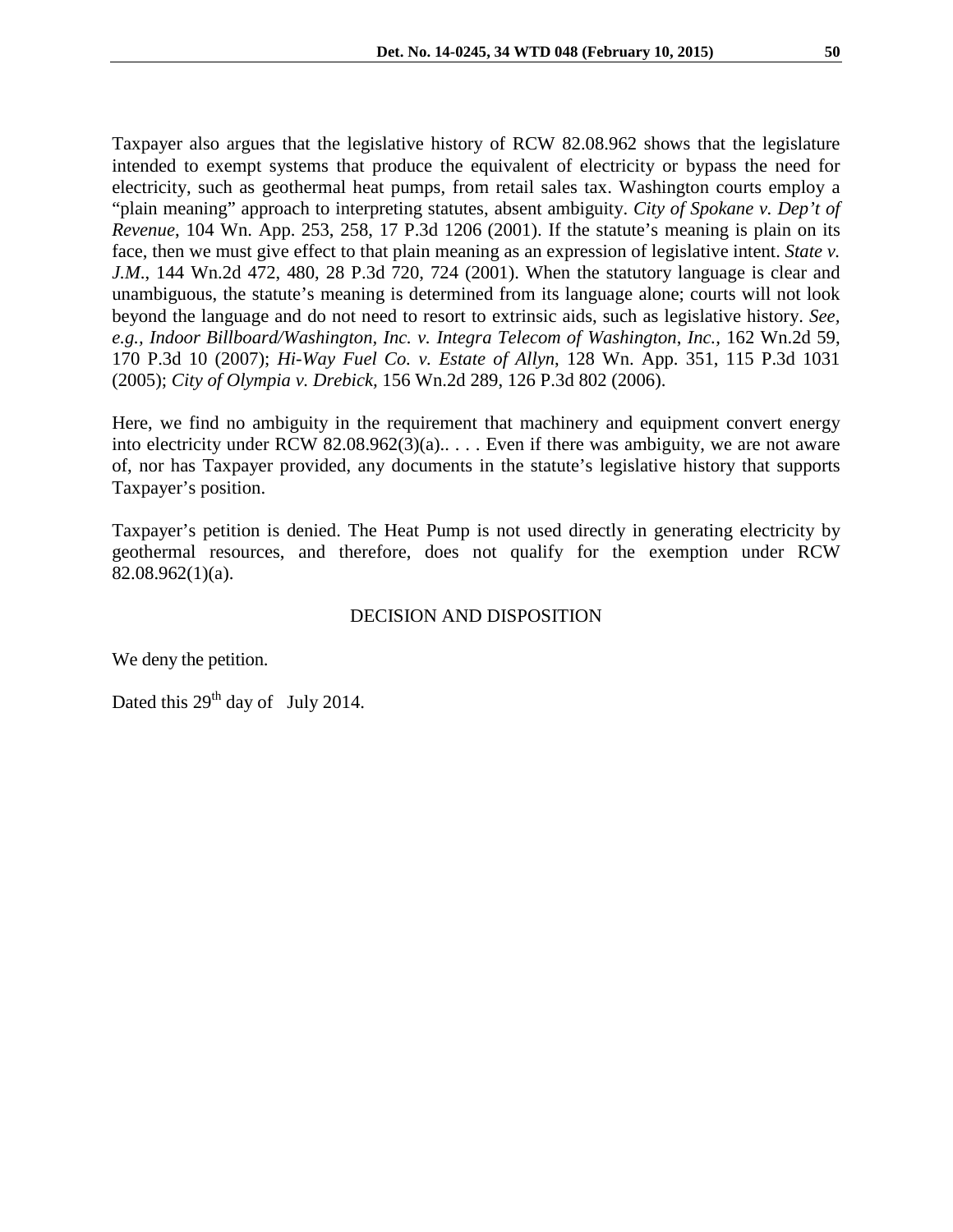Taxpayer also argues that the legislative history of RCW 82.08.962 shows that the legislature intended to exempt systems that produce the equivalent of electricity or bypass the need for electricity, such as geothermal heat pumps, from retail sales tax. Washington courts employ a "plain meaning" approach to interpreting statutes, absent ambiguity. *City of Spokane v. Dep't of Revenue*, 104 Wn. App. 253, 258, 17 P.3d 1206 (2001). If the statute's meaning is plain on its face, then we must give effect to that plain meaning as an expression of legislative intent. *State v. J.M.*, 144 Wn.2d 472, 480, 28 P.3d 720, 724 (2001). When the statutory language is clear and unambiguous, the statute's meaning is determined from its language alone; courts will not look beyond the language and do not need to resort to extrinsic aids, such as legislative history. *See, e.g., Indoor Billboard/Washington, Inc. v. Integra Telecom of Washington, Inc.*, 162 Wn.2d 59, 170 P.3d 10 (2007); *Hi-Way Fuel Co. v. Estate of Allyn*, 128 Wn. App. 351, 115 P.3d 1031 (2005); *City of Olympia v. Drebick*, 156 Wn.2d 289, 126 P.3d 802 (2006).

Here, we find no ambiguity in the requirement that machinery and equipment convert energy into electricity under RCW 82.08.962(3)(a).. . . . Even if there was ambiguity, we are not aware of, nor has Taxpayer provided, any documents in the statute's legislative history that supports Taxpayer's position.

Taxpayer's petition is denied. The Heat Pump is not used directly in generating electricity by geothermal resources, and therefore, does not qualify for the exemption under RCW 82.08.962(1)(a).

## DECISION AND DISPOSITION

We deny the petition.

Dated this 29th day of July 2014.